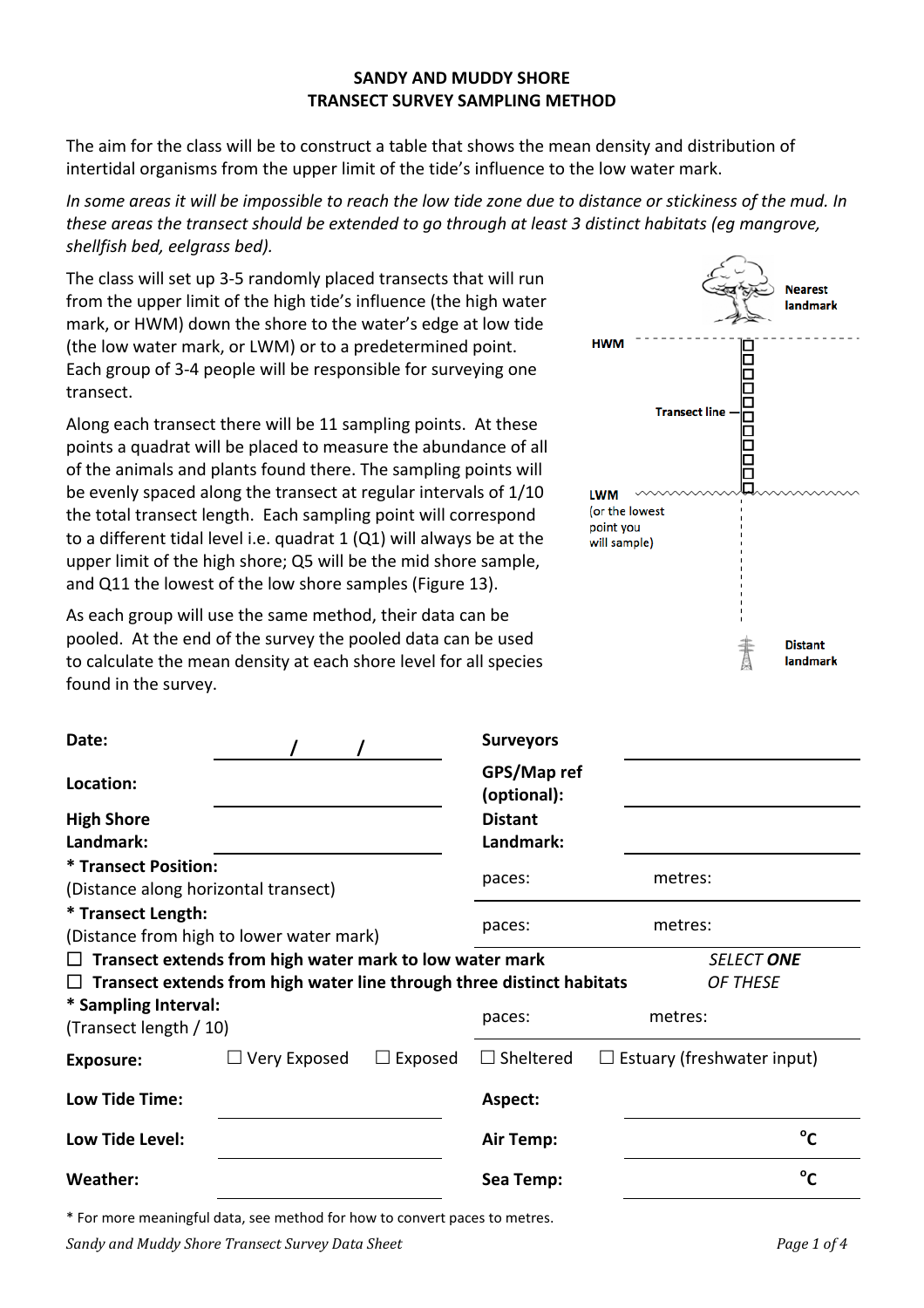## SANDY AND MUDDY SHORE
## TRANSECT SURVEY SAMPLING METHOD

The aim for the class will be to construct a table that shows the mean density and distribution of intertidal organisms from the upper limit of the tide's influence to the low water mark.

*In some areas it will be impossible to reach the low tide zone due to distance or stickiness of the mud. In these areas the transect should be extended to go through at least 3 distinct habitats (eg mangrove, shellfish bed, eelgrass bed).*

The class will set up 3-5 randomly placed transects that will run from the upper limit of the high tide's influence (the high water mark, or HWM) down the shore to the water's edge at low tide (the low water mark, or LWM) or to a predetermined point. Each group of 3-4 people will be responsible for surveying one transect.

Along each transect there will be 11 sampling points. At these points a quadrat will be placed to measure the abundance of all of the animals and plants found there. The sampling points will be evenly spaced along the transect at regular intervals of 1/10 the total transect length. Each sampling point will correspond to a different tidal level i.e. quadrat 1 (Q1) will always be at the upper limit of the high shore; Q5 will be the mid shore sample, and Q11 the lowest of the low shore samples (Figure 13).

As each group will use the same method, their data can be pooled. At the end of the survey the pooled data can be used to calculate the mean density at each shore level for all species found in the survey.

Nearest landmark

HWM

Transect line

LWM (or the lowest point you will sample)

Distant landmark

| | | | |
|---|---|---|---|
| **Date:** | / / | **Surveyors** | |
| **Location:** | | **GPS/Map ref (optional):** | |
| **High Shore Landmark:** | | **Distant Landmark:** | |
| **\* Transect Position:** (Distance along horizontal transect) | | paces: | metres: |
| **\* Transect Length:** (Distance from high to lower water mark) | | paces: | metres: |

☐ **Transect extends from high water mark to low water mark** — *SELECT **ONE** OF THESE*
☐ **Transect extends from high water line through three distinct habitats**

| | | | |
|---|---|---|---|
| **\* Sampling Interval:** (Transect length / 10) | | paces: | metres: |
| **Exposure:** | ☐ Very Exposed ☐ Exposed | ☐ Sheltered | ☐ Estuary (freshwater input) |
| **Low Tide Time:** | | **Aspect:** | |
| **Low Tide Level:** | | **Air Temp:** | °C |
| **Weather:** | | **Sea Temp:** | °C |

\* For more meaningful data, see method for how to convert paces to metres.

*Sandy and Muddy Shore Transect Survey Data Sheet*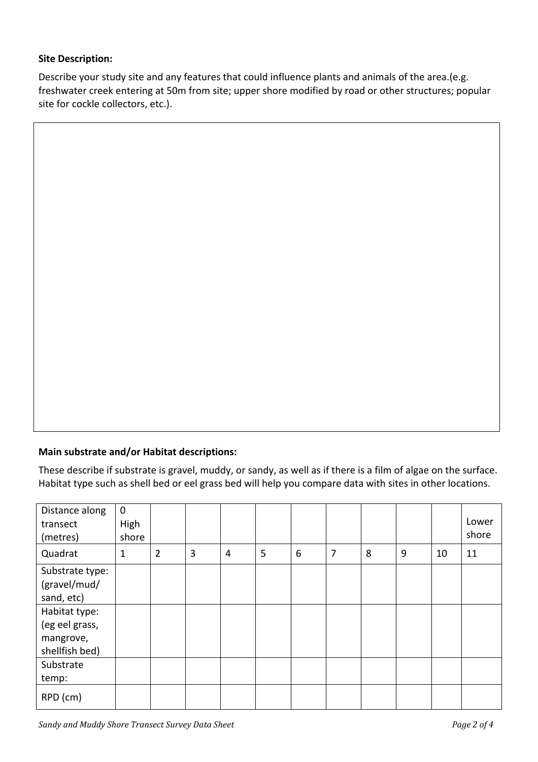**Site Description:**

Describe your study site and any features that could influence plants and animals of the area.(e.g. freshwater creek entering at 50m from site; upper shore modified by road or other structures; popular site for cockle collectors, etc.).

**Main substrate and/or Habitat descriptions:**

These describe if substrate is gravel, muddy, or sandy, as well as if there is a film of algae on the surface. Habitat type such as shell bed or eel grass bed will help you compare data with sites in other locations.

| Distance along transect (metres) | 0 High shore | | | | | | | | | | Lower shore |
|---|---|---|---|---|---|---|---|---|---|---|---|
| Quadrat | 1 | 2 | 3 | 4 | 5 | 6 | 7 | 8 | 9 | 10 | 11 |
| Substrate type: (gravel/mud/ sand, etc) | | | | | | | | | | | |
| Habitat type: (eg eel grass, mangrove, shellfish bed) | | | | | | | | | | | |
| Substrate temp: | | | | | | | | | | | |
| RPD (cm) | | | | | | | | | | | |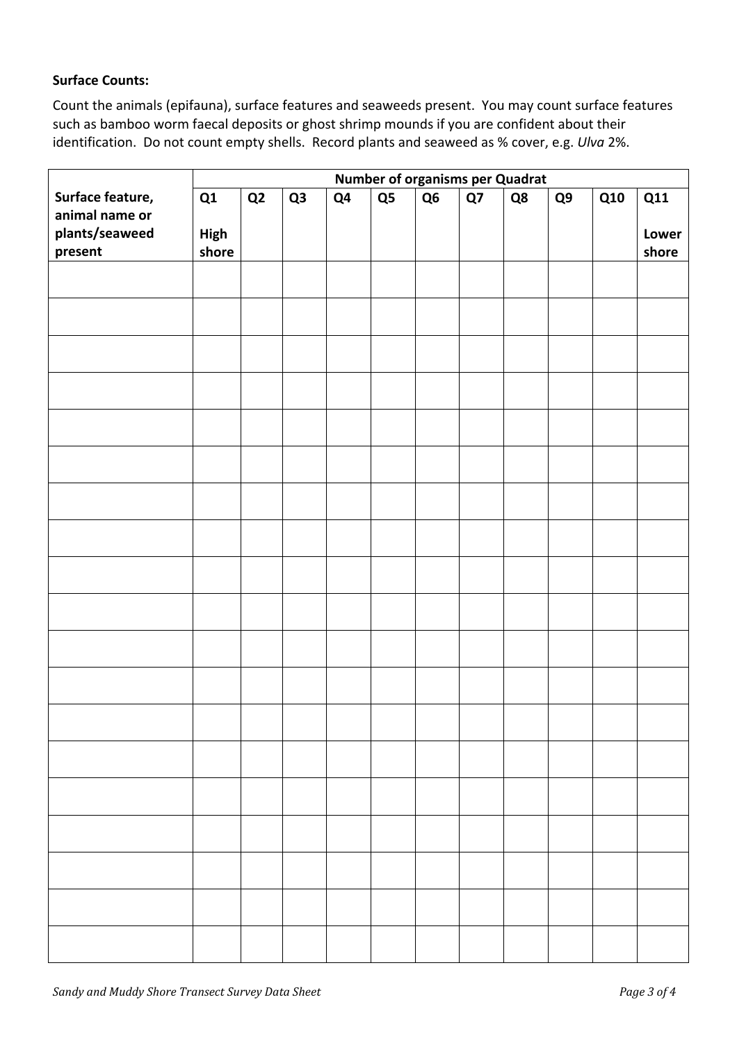**Surface Counts:**

Count the animals (epifauna), surface features and seaweeds present. You may count surface features such as bamboo worm faecal deposits or ghost shrimp mounds if you are confident about their identification. Do not count empty shells. Record plants and seaweed as % cover, e.g. *Ulva* 2%.

| | Number of organisms per Quadrat | | | | | | | | | | |
|---|---|---|---|---|---|---|---|---|---|---|---|
| **Surface feature, animal name or plants/seaweed present** | **Q1 High shore** | **Q2** | **Q3** | **Q4** | **Q5** | **Q6** | **Q7** | **Q8** | **Q9** | **Q10** | **Q11 Lower shore** |
| | | | | | | | | | | | |
| | | | | | | | | | | | |
| | | | | | | | | | | | |
| | | | | | | | | | | | |
| | | | | | | | | | | | |
| | | | | | | | | | | | |
| | | | | | | | | | | | |
| | | | | | | | | | | | |
| | | | | | | | | | | | |
| | | | | | | | | | | | |
| | | | | | | | | | | | |
| | | | | | | | | | | | |
| | | | | | | | | | | | |
| | | | | | | | | | | | |
| | | | | | | | | | | | |
| | | | | | | | | | | | |
| | | | | | | | | | | | |
| | | | | | | | | | | | |
| | | | | | | | | | | | |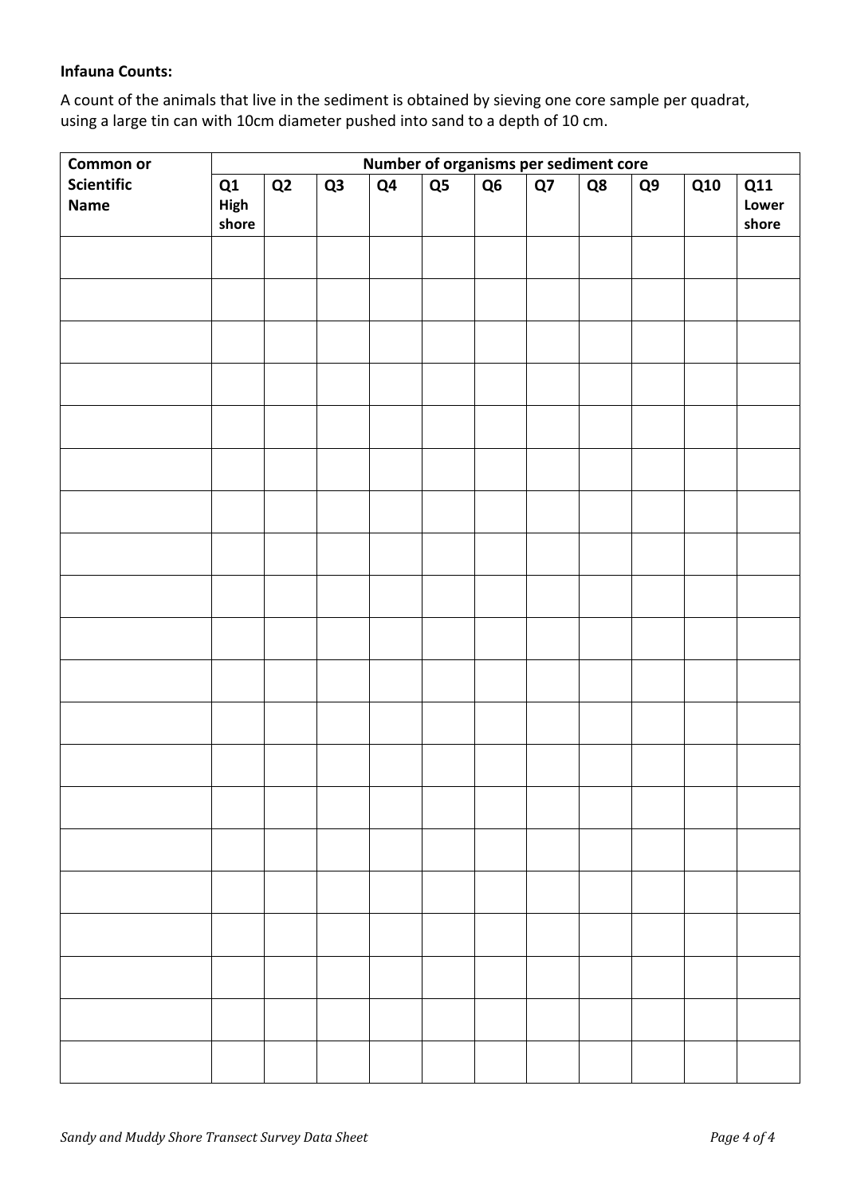**Infauna Counts:**

A count of the animals that live in the sediment is obtained by sieving one core sample per quadrat, using a large tin can with 10cm diameter pushed into sand to a depth of 10 cm.

| Common or Scientific Name | Number of organisms per sediment core | | | | | | | | | | |
|---|---|---|---|---|---|---|---|---|---|---|---|
| | Q1 High shore | Q2 | Q3 | Q4 | Q5 | Q6 | Q7 | Q8 | Q9 | Q10 | Q11 Lower shore |
| | | | | | | | | | | | |
| | | | | | | | | | | | |
| | | | | | | | | | | | |
| | | | | | | | | | | | |
| | | | | | | | | | | | |
| | | | | | | | | | | | |
| | | | | | | | | | | | |
| | | | | | | | | | | | |
| | | | | | | | | | | | |
| | | | | | | | | | | | |
| | | | | | | | | | | | |
| | | | | | | | | | | | |
| | | | | | | | | | | | |
| | | | | | | | | | | | |
| | | | | | | | | | | | |
| | | | | | | | | | | | |
| | | | | | | | | | | | |
| | | | | | | | | | | | |
| | | | | | | | | | | | |
| | | | | | | | | | | | |